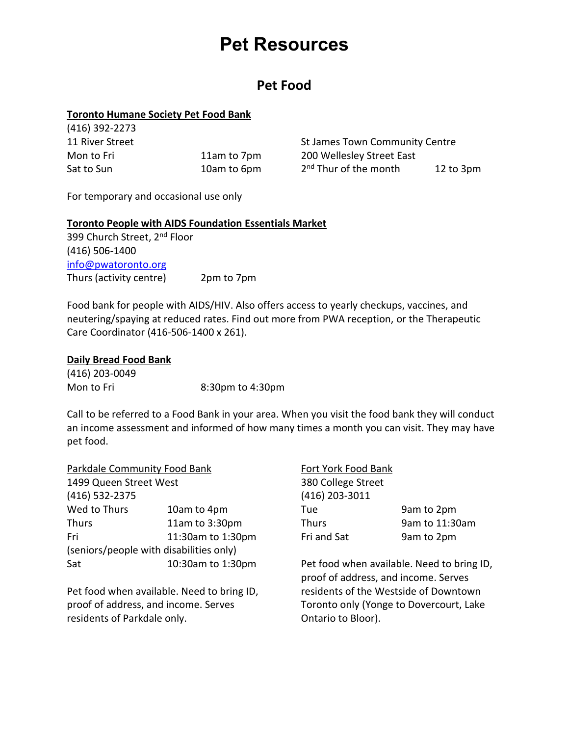# Pet Resources

## Pet Food

**Toronto Humane Society Pet Food Bank**

(416) 392-2273

11 River Street

| | |
|---|---|
| Mon to Fri | 11am to 7pm |
| Sat to Sun | 10am to 6pm |

St James Town Community Centre

200 Wellesley Street East

| | |
|---|---|
| 2nd Thur of the month | 12 to 3pm |

For temporary and occasional use only

**Toronto People with AIDS Foundation Essentials Market**

399 Church Street, 2nd Floor

(416) 506-1400

info@pwatoronto.org

| | |
|---|---|
| Thurs (activity centre) | 2pm to 7pm |

Food bank for people with AIDS/HIV. Also offers access to yearly checkups, vaccines, and neutering/spaying at reduced rates. Find out more from PWA reception, or the Therapeutic Care Coordinator (416-506-1400 x 261).

**Daily Bread Food Bank**

(416) 203-0049

| | |
|---|---|
| Mon to Fri | 8:30pm to 4:30pm |

Call to be referred to a Food Bank in your area. When you visit the food bank they will conduct an income assessment and informed of how many times a month you can visit. They may have pet food.

Parkdale Community Food Bank

1499 Queen Street West

(416) 532-2375

| | |
|---|---|
| Wed to Thurs | 10am to 4pm |
| Thurs | 11am to 3:30pm |
| Fri (seniors/people with disabilities only) | 11:30am to 1:30pm |
| Sat | 10:30am to 1:30pm |

Pet food when available. Need to bring ID, proof of address, and income. Serves residents of Parkdale only.

Fort York Food Bank

380 College Street

(416) 203-3011

| | |
|---|---|
| Tue | 9am to 2pm |
| Thurs | 9am to 11:30am |
| Fri and Sat | 9am to 2pm |

Pet food when available. Need to bring ID, proof of address, and income. Serves residents of the Westside of Downtown Toronto only (Yonge to Dovercourt, Lake Ontario to Bloor).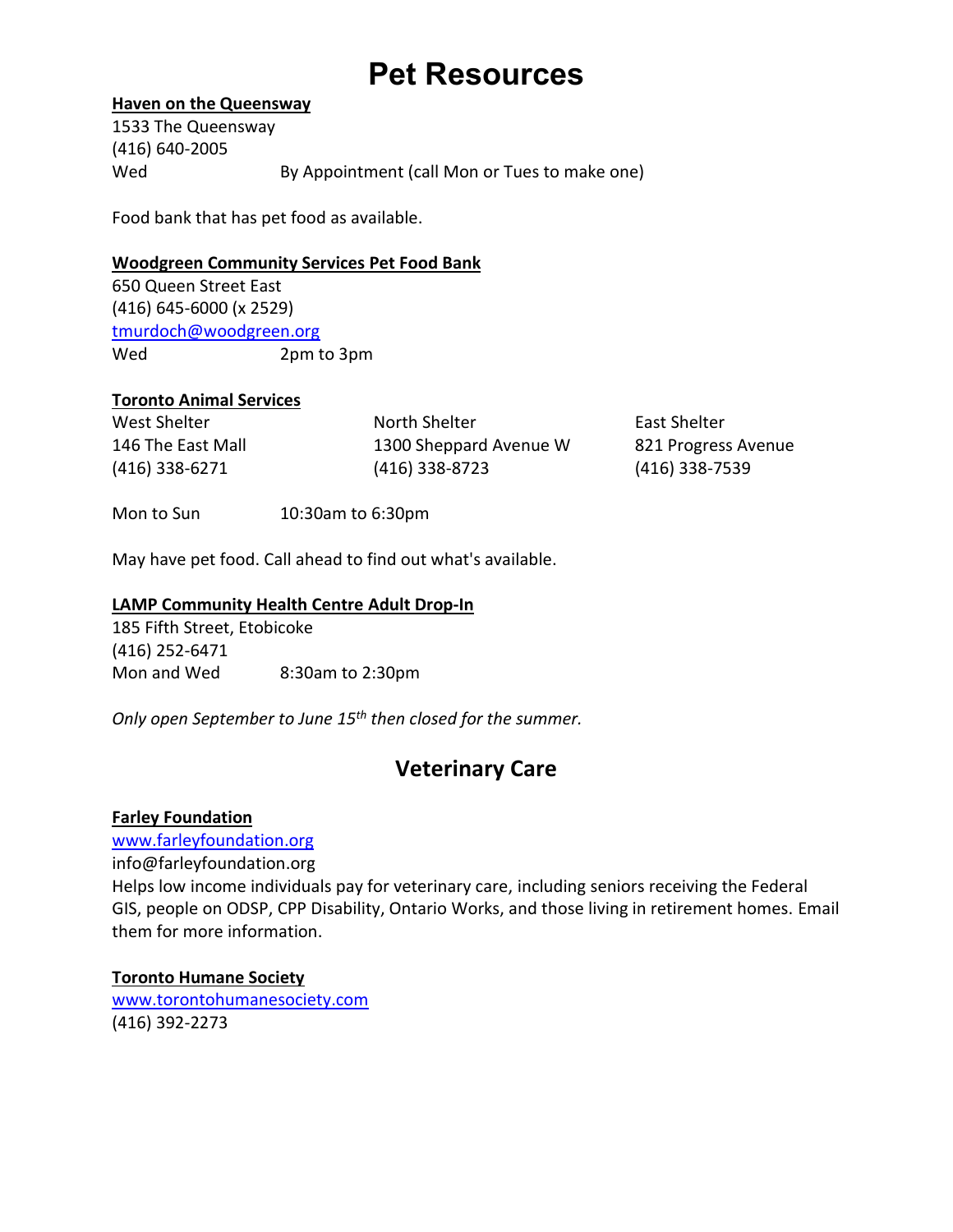# Pet Resources

**Haven on the Queensway**

1533 The Queensway
(416) 640-2005
Wed By Appointment (call Mon or Tues to make one)

Food bank that has pet food as available.

**Woodgreen Community Services Pet Food Bank**

650 Queen Street East
(416) 645-6000 (x 2529)
tmurdoch@woodgreen.org
Wed 2pm to 3pm

**Toronto Animal Services**

| West Shelter | North Shelter | East Shelter |
|---|---|---|
| 146 The East Mall | 1300 Sheppard Avenue W | 821 Progress Avenue |
| (416) 338-6271 | (416) 338-8723 | (416) 338-7539 |

Mon to Sun 10:30am to 6:30pm

May have pet food. Call ahead to find out what's available.

**LAMP Community Health Centre Adult Drop-In**

185 Fifth Street, Etobicoke
(416) 252-6471
Mon and Wed 8:30am to 2:30pm

*Only open September to June 15th then closed for the summer.*

## Veterinary Care

**Farley Foundation**

www.farleyfoundation.org
info@farleyfoundation.org
Helps low income individuals pay for veterinary care, including seniors receiving the Federal GIS, people on ODSP, CPP Disability, Ontario Works, and those living in retirement homes. Email them for more information.

**Toronto Humane Society**

www.torontohumanesociety.com
(416) 392-2273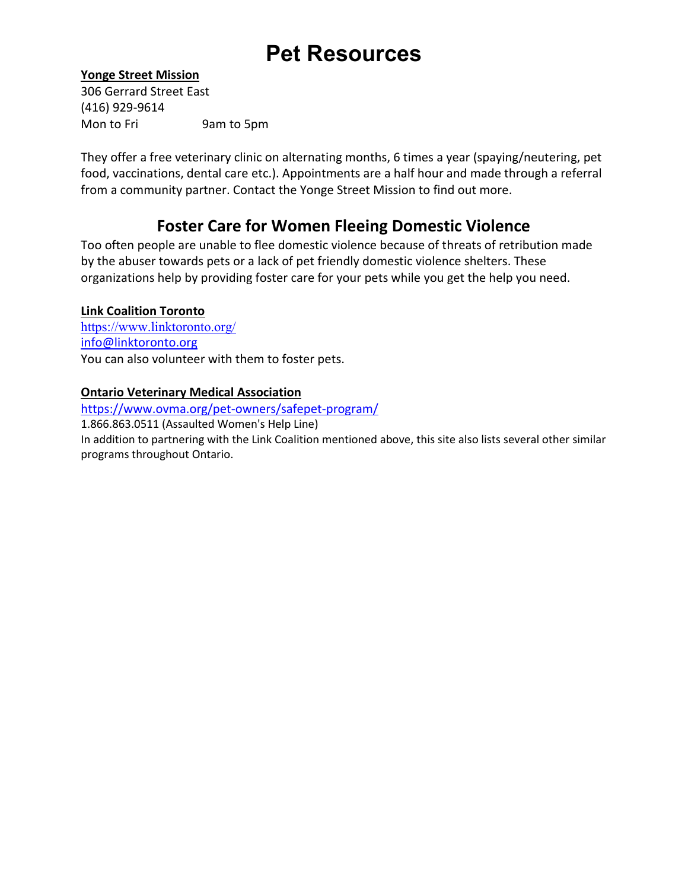# Pet Resources

**Yonge Street Mission**
306 Gerrard Street East
(416) 929-9614
Mon to Fri 9am to 5pm

They offer a free veterinary clinic on alternating months, 6 times a year (spaying/neutering, pet food, vaccinations, dental care etc.). Appointments are a half hour and made through a referral from a community partner. Contact the Yonge Street Mission to find out more.

## Foster Care for Women Fleeing Domestic Violence

Too often people are unable to flee domestic violence because of threats of retribution made by the abuser towards pets or a lack of pet friendly domestic violence shelters. These organizations help by providing foster care for your pets while you get the help you need.

**Link Coalition Toronto**
https://www.linktoronto.org/
info@linktoronto.org
You can also volunteer with them to foster pets.

**Ontario Veterinary Medical Association**
https://www.ovma.org/pet-owners/safepet-program/
1.866.863.0511 (Assaulted Women's Help Line)
In addition to partnering with the Link Coalition mentioned above, this site also lists several other similar programs throughout Ontario.